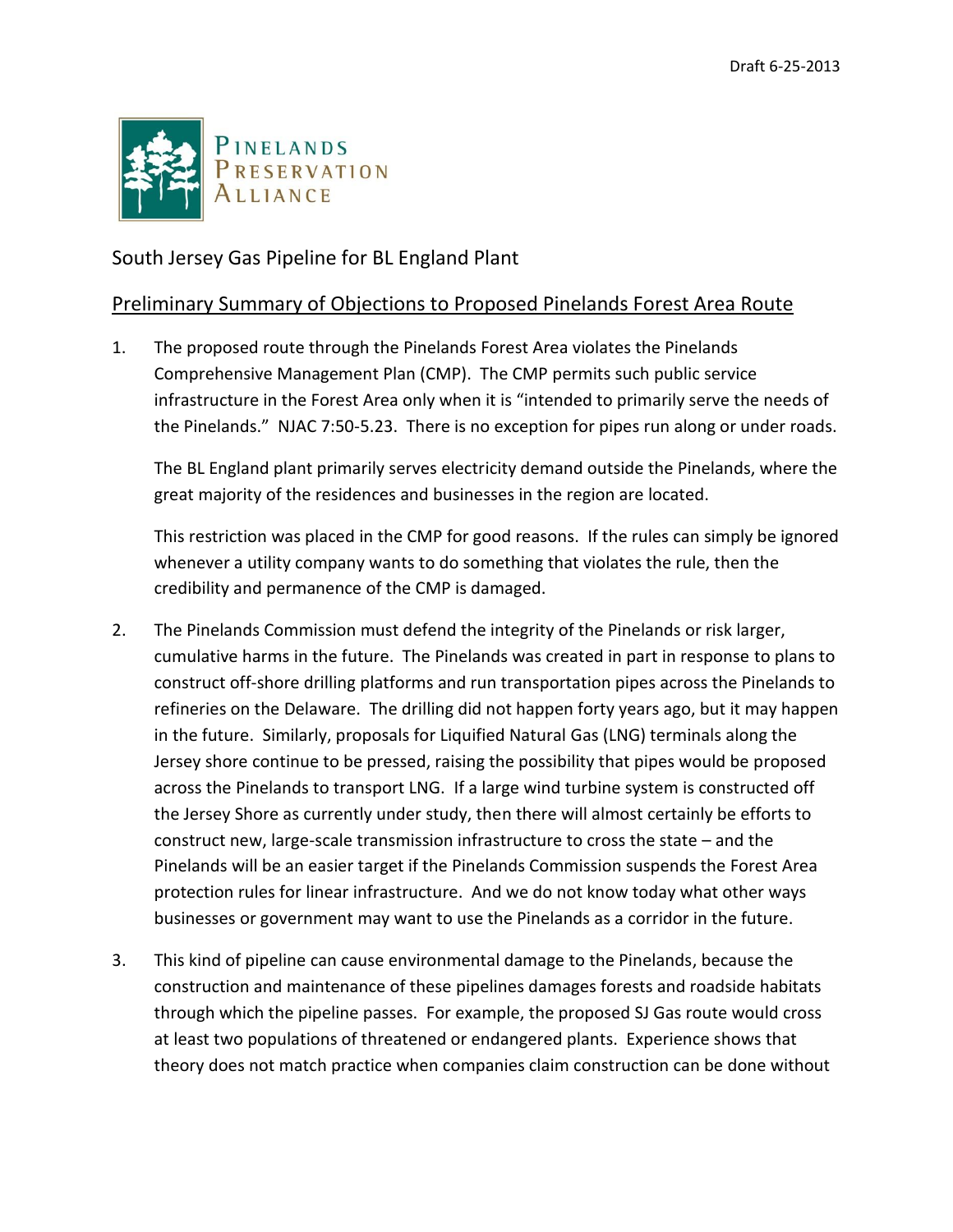Draft 6-25-2013

PINELANDS PRESERVATION ALLIANCE

# South Jersey Gas Pipeline for BL England Plant

## Preliminary Summary of Objections to Proposed Pinelands Forest Area Route

1. The proposed route through the Pinelands Forest Area violates the Pinelands Comprehensive Management Plan (CMP). The CMP permits such public service infrastructure in the Forest Area only when it is "intended to primarily serve the needs of the Pinelands." NJAC 7:50-5.23. There is no exception for pipes run along or under roads.

   The BL England plant primarily serves electricity demand outside the Pinelands, where the great majority of the residences and businesses in the region are located.

   This restriction was placed in the CMP for good reasons. If the rules can simply be ignored whenever a utility company wants to do something that violates the rule, then the credibility and permanence of the CMP is damaged.

2. The Pinelands Commission must defend the integrity of the Pinelands or risk larger, cumulative harms in the future. The Pinelands was created in part in response to plans to construct off-shore drilling platforms and run transportation pipes across the Pinelands to refineries on the Delaware. The drilling did not happen forty years ago, but it may happen in the future. Similarly, proposals for Liquified Natural Gas (LNG) terminals along the Jersey shore continue to be pressed, raising the possibility that pipes would be proposed across the Pinelands to transport LNG. If a large wind turbine system is constructed off the Jersey Shore as currently under study, then there will almost certainly be efforts to construct new, large-scale transmission infrastructure to cross the state – and the Pinelands will be an easier target if the Pinelands Commission suspends the Forest Area protection rules for linear infrastructure. And we do not know today what other ways businesses or government may want to use the Pinelands as a corridor in the future.

3. This kind of pipeline can cause environmental damage to the Pinelands, because the construction and maintenance of these pipelines damages forests and roadside habitats through which the pipeline passes. For example, the proposed SJ Gas route would cross at least two populations of threatened or endangered plants. Experience shows that theory does not match practice when companies claim construction can be done without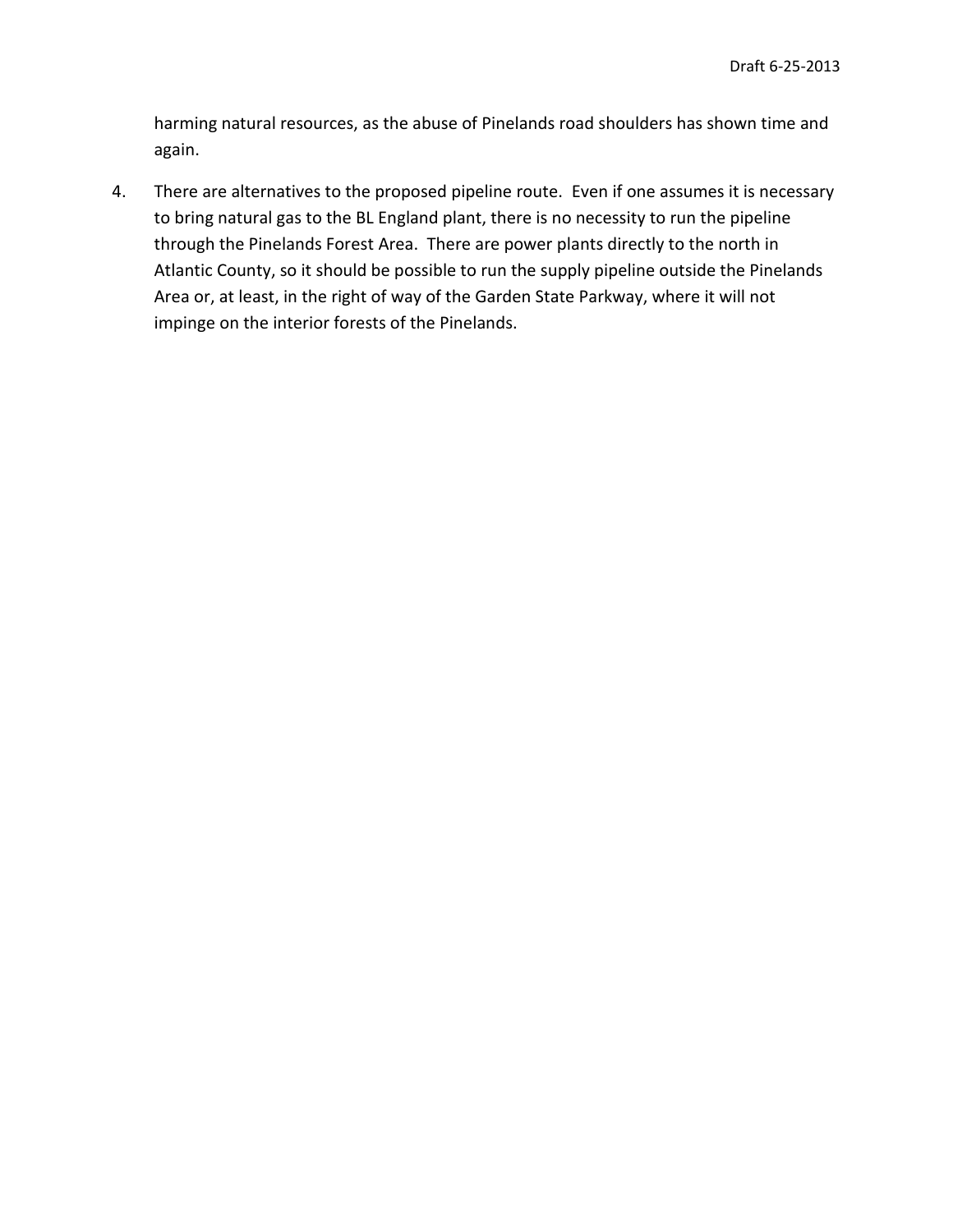harming natural resources, as the abuse of Pinelands road shoulders has shown time and again.

4. There are alternatives to the proposed pipeline route. Even if one assumes it is necessary to bring natural gas to the BL England plant, there is no necessity to run the pipeline through the Pinelands Forest Area. There are power plants directly to the north in Atlantic County, so it should be possible to run the supply pipeline outside the Pinelands Area or, at least, in the right of way of the Garden State Parkway, where it will not impinge on the interior forests of the Pinelands.